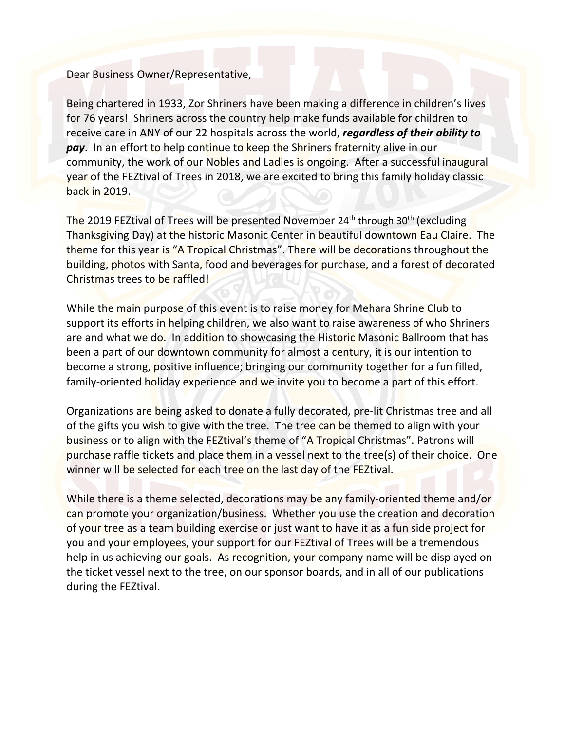Dear Business Owner/Representative,

Being chartered in 1933, Zor Shriners have been making a difference in children's lives for 76 years! Shriners across the country help make funds available for children to receive care in ANY of our 22 hospitals across the world, ***regardless of their ability to pay***. In an effort to help continue to keep the Shriners fraternity alive in our community, the work of our Nobles and Ladies is ongoing. After a successful inaugural year of the FEZtival of Trees in 2018, we are excited to bring this family holiday classic back in 2019.

The 2019 FEZtival of Trees will be presented November 24th through 30th (excluding Thanksgiving Day) at the historic Masonic Center in beautiful downtown Eau Claire. The theme for this year is "A Tropical Christmas". There will be decorations throughout the building, photos with Santa, food and beverages for purchase, and a forest of decorated Christmas trees to be raffled!

While the main purpose of this event is to raise money for Mehara Shrine Club to support its efforts in helping children, we also want to raise awareness of who Shriners are and what we do. In addition to showcasing the Historic Masonic Ballroom that has been a part of our downtown community for almost a century, it is our intention to become a strong, positive influence; bringing our community together for a fun filled, family-oriented holiday experience and we invite you to become a part of this effort.

Organizations are being asked to donate a fully decorated, pre-lit Christmas tree and all of the gifts you wish to give with the tree. The tree can be themed to align with your business or to align with the FEZtival's theme of "A Tropical Christmas". Patrons will purchase raffle tickets and place them in a vessel next to the tree(s) of their choice. One winner will be selected for each tree on the last day of the FEZtival.

While there is a theme selected, decorations may be any family-oriented theme and/or can promote your organization/business. Whether you use the creation and decoration of your tree as a team building exercise or just want to have it as a fun side project for you and your employees, your support for our FEZtival of Trees will be a tremendous help in us achieving our goals. As recognition, your company name will be displayed on the ticket vessel next to the tree, on our sponsor boards, and in all of our publications during the FEZtival.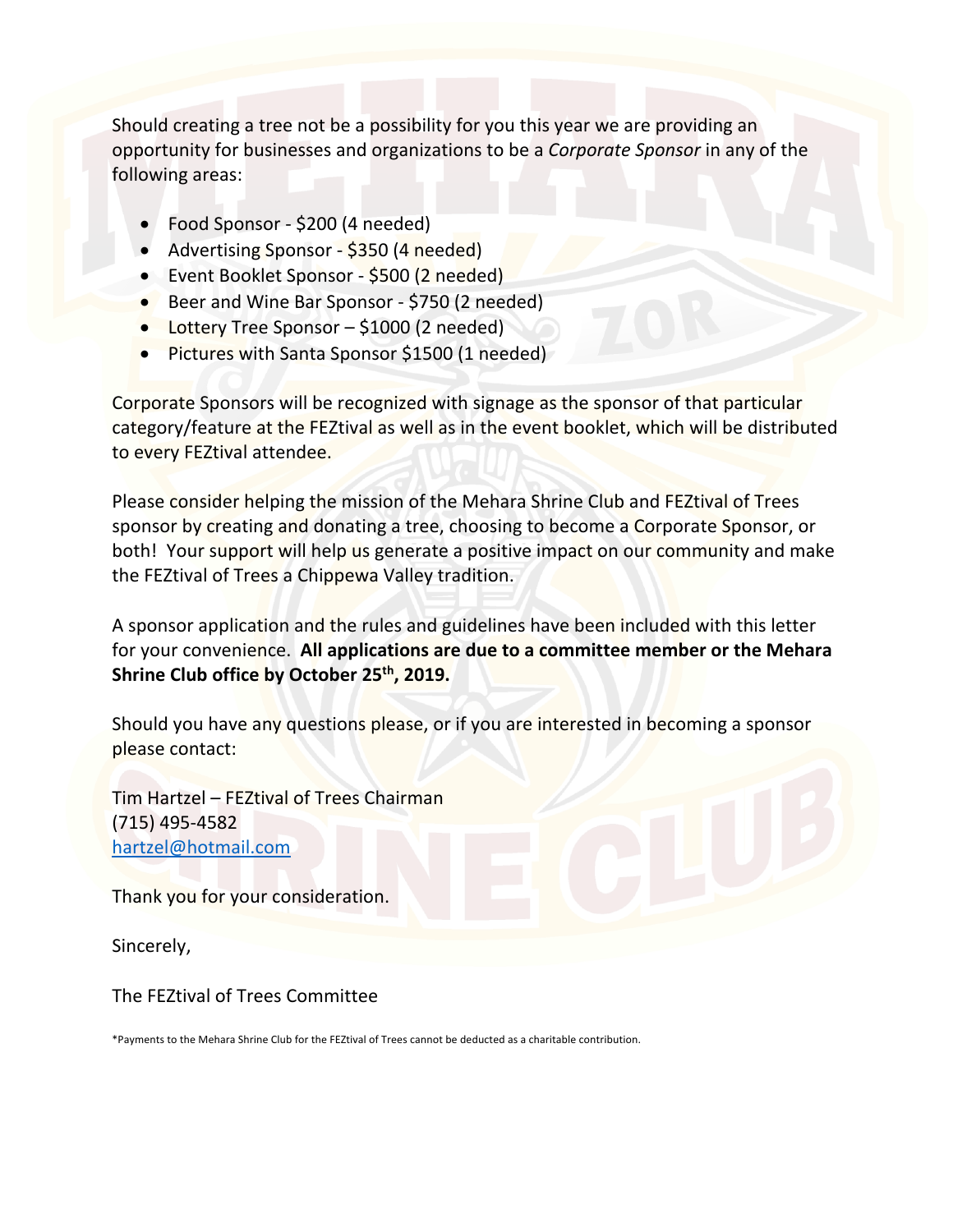Should creating a tree not be a possibility for you this year we are providing an opportunity for businesses and organizations to be a *Corporate Sponsor* in any of the following areas:

- Food Sponsor - $200 (4 needed)
- Advertising Sponsor - $350 (4 needed)
- Event Booklet Sponsor - $500 (2 needed)
- Beer and Wine Bar Sponsor - $750 (2 needed)
- Lottery Tree Sponsor – $1000 (2 needed)
- Pictures with Santa Sponsor $1500 (1 needed)

Corporate Sponsors will be recognized with signage as the sponsor of that particular category/feature at the FEZtival as well as in the event booklet, which will be distributed to every FEZtival attendee.

Please consider helping the mission of the Mehara Shrine Club and FEZtival of Trees sponsor by creating and donating a tree, choosing to become a Corporate Sponsor, or both! Your support will help us generate a positive impact on our community and make the FEZtival of Trees a Chippewa Valley tradition.

A sponsor application and the rules and guidelines have been included with this letter for your convenience. **All applications are due to a committee member or the Mehara Shrine Club office by October 25th, 2019.**

Should you have any questions please, or if you are interested in becoming a sponsor please contact:

Tim Hartzel – FEZtival of Trees Chairman
(715) 495-4582
hartzel@hotmail.com

Thank you for your consideration.

Sincerely,

The FEZtival of Trees Committee

*Payments to the Mehara Shrine Club for the FEZtival of Trees cannot be deducted as a charitable contribution.